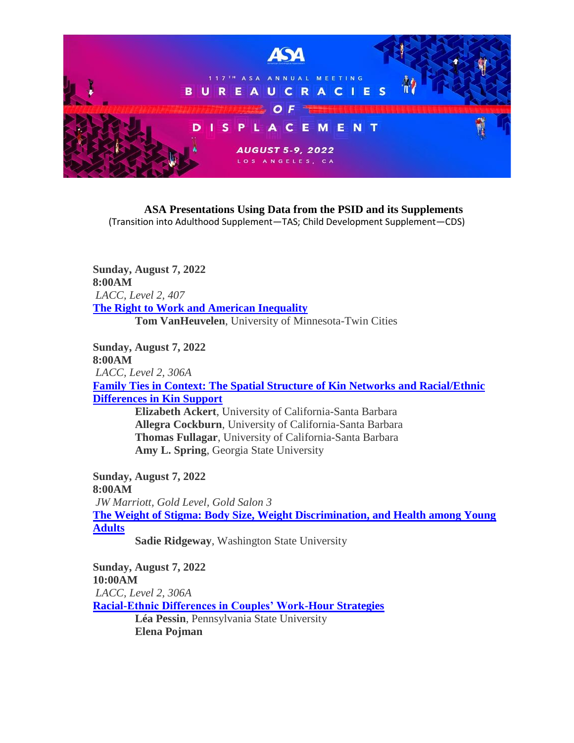ASA 117TH ASA ANNUAL MEETING

BUREAUCRACIES OF DISPLACEMENT

AUGUST 5-9, 2022

LOS ANGELES, CA

**ASA Presentations Using Data from the PSID and its Supplements**

(Transition into Adulthood Supplement—TAS; Child Development Supplement—CDS)

**Sunday, August 7, 2022**
**8:00AM**
*LACC, Level 2, 407*
**The Right to Work and American Inequality**
**Tom VanHeuvelen**, University of Minnesota-Twin Cities

**Sunday, August 7, 2022**
**8:00AM**
*LACC, Level 2, 306A*
**Family Ties in Context: The Spatial Structure of Kin Networks and Racial/Ethnic Differences in Kin Support**
**Elizabeth Ackert**, University of California-Santa Barbara
**Allegra Cockburn**, University of California-Santa Barbara
**Thomas Fullagar**, University of California-Santa Barbara
**Amy L. Spring**, Georgia State University

**Sunday, August 7, 2022**
**8:00AM**
*JW Marriott, Gold Level, Gold Salon 3*
**The Weight of Stigma: Body Size, Weight Discrimination, and Health among Young Adults**
**Sadie Ridgeway**, Washington State University

**Sunday, August 7, 2022**
**10:00AM**
*LACC, Level 2, 306A*
**Racial-Ethnic Differences in Couples' Work-Hour Strategies**
**Léa Pessin**, Pennsylvania State University
**Elena Pojman**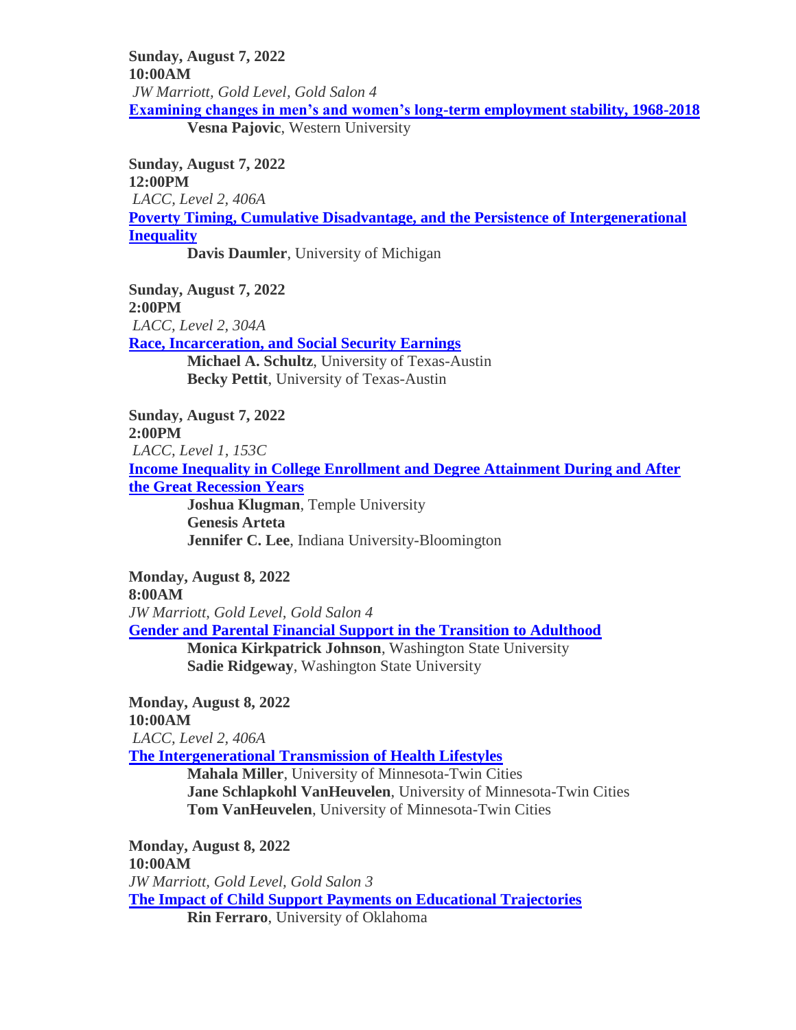**Sunday, August 7, 2022**
**10:00AM**
*JW Marriott, Gold Level, Gold Salon 4*
**Examining changes in men's and women's long-term employment stability, 1968-2018**
**Vesna Pajovic**, Western University

**Sunday, August 7, 2022**
**12:00PM**
*LACC, Level 2, 406A*
**Poverty Timing, Cumulative Disadvantage, and the Persistence of Intergenerational Inequality**
**Davis Daumler**, University of Michigan

**Sunday, August 7, 2022**
**2:00PM**
*LACC, Level 2, 304A*
**Race, Incarceration, and Social Security Earnings**
**Michael A. Schultz**, University of Texas-Austin
**Becky Pettit**, University of Texas-Austin

**Sunday, August 7, 2022**
**2:00PM**
*LACC, Level 1, 153C*
**Income Inequality in College Enrollment and Degree Attainment During and After the Great Recession Years**
**Joshua Klugman**, Temple University
**Genesis Arteta**
**Jennifer C. Lee**, Indiana University-Bloomington

**Monday, August 8, 2022**
**8:00AM**
*JW Marriott, Gold Level, Gold Salon 4*
**Gender and Parental Financial Support in the Transition to Adulthood**
**Monica Kirkpatrick Johnson**, Washington State University
**Sadie Ridgeway**, Washington State University

**Monday, August 8, 2022**
**10:00AM**
*LACC, Level 2, 406A*
**The Intergenerational Transmission of Health Lifestyles**
**Mahala Miller**, University of Minnesota-Twin Cities
**Jane Schlapkohl VanHeuvelen**, University of Minnesota-Twin Cities
**Tom VanHeuvelen**, University of Minnesota-Twin Cities

**Monday, August 8, 2022**
**10:00AM**
*JW Marriott, Gold Level, Gold Salon 3*
**The Impact of Child Support Payments on Educational Trajectories**
**Rin Ferraro**, University of Oklahoma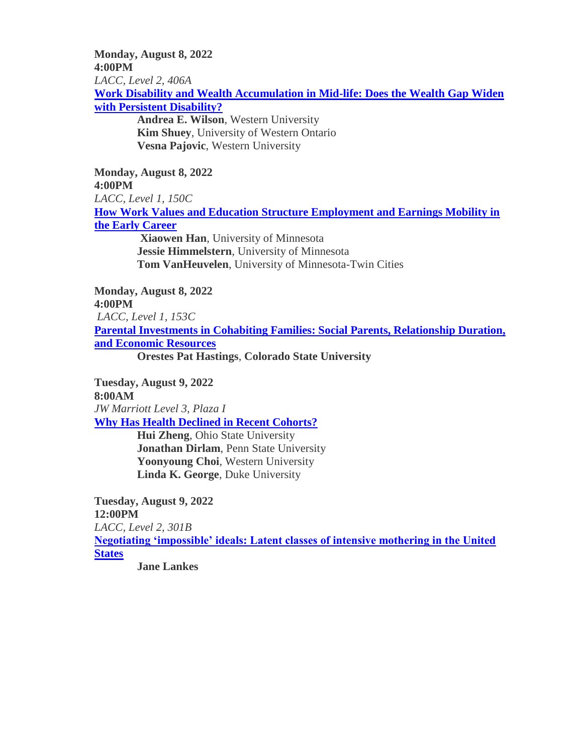**Monday, August 8, 2022**
**4:00PM**
*LACC, Level 2, 406A*
**Work Disability and Wealth Accumulation in Mid-life: Does the Wealth Gap Widen with Persistent Disability?**

**Andrea E. Wilson**, Western University
**Kim Shuey**, University of Western Ontario
**Vesna Pajovic**, Western University

**Monday, August 8, 2022**
**4:00PM**
*LACC, Level 1, 150C*
**How Work Values and Education Structure Employment and Earnings Mobility in the Early Career**

**Xiaowen Han**, University of Minnesota
**Jessie Himmelstern**, University of Minnesota
**Tom VanHeuvelen**, University of Minnesota-Twin Cities

**Monday, August 8, 2022**
**4:00PM**
*LACC, Level 1, 153C*
**Parental Investments in Cohabiting Families: Social Parents, Relationship Duration, and Economic Resources**

**Orestes Pat Hastings**, **Colorado State University**

**Tuesday, August 9, 2022**
**8:00AM**
*JW Marriott Level 3, Plaza I*
**Why Has Health Declined in Recent Cohorts?**

**Hui Zheng**, Ohio State University
**Jonathan Dirlam**, Penn State University
**Yoonyoung Choi**, Western University
**Linda K. George**, Duke University

**Tuesday, August 9, 2022**
**12:00PM**
*LACC, Level 2, 301B*
**Negotiating 'impossible' ideals: Latent classes of intensive mothering in the United States**

**Jane Lankes**